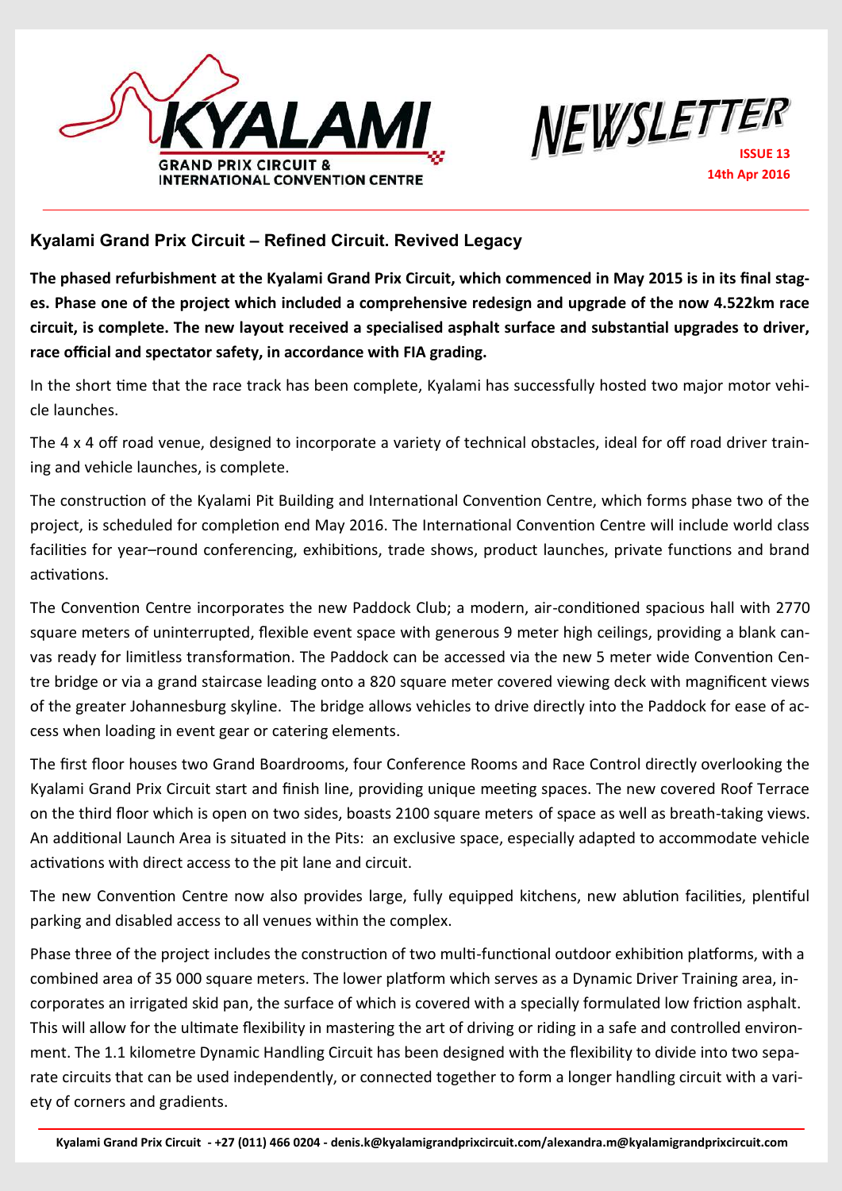KYALAMI GRAND PRIX CIRCUIT & INTERNATIONAL CONVENTION CENTRE

NEWSLETTER

ISSUE 13

14th Apr 2016

## Kyalami Grand Prix Circuit – Refined Circuit. Revived Legacy

**The phased refurbishment at the Kyalami Grand Prix Circuit, which commenced in May 2015 is in its final stages. Phase one of the project which included a comprehensive redesign and upgrade of the now 4.522km race circuit, is complete. The new layout received a specialised asphalt surface and substantial upgrades to driver, race official and spectator safety, in accordance with FIA grading.**

In the short time that the race track has been complete, Kyalami has successfully hosted two major motor vehicle launches.

The 4 x 4 off road venue, designed to incorporate a variety of technical obstacles, ideal for off road driver training and vehicle launches, is complete.

The construction of the Kyalami Pit Building and International Convention Centre, which forms phase two of the project, is scheduled for completion end May 2016. The International Convention Centre will include world class facilities for year–round conferencing, exhibitions, trade shows, product launches, private functions and brand activations.

The Convention Centre incorporates the new Paddock Club; a modern, air-conditioned spacious hall with 2770 square meters of uninterrupted, flexible event space with generous 9 meter high ceilings, providing a blank canvas ready for limitless transformation. The Paddock can be accessed via the new 5 meter wide Convention Centre bridge or via a grand staircase leading onto a 820 square meter covered viewing deck with magnificent views of the greater Johannesburg skyline. The bridge allows vehicles to drive directly into the Paddock for ease of access when loading in event gear or catering elements.

The first floor houses two Grand Boardrooms, four Conference Rooms and Race Control directly overlooking the Kyalami Grand Prix Circuit start and finish line, providing unique meeting spaces. The new covered Roof Terrace on the third floor which is open on two sides, boasts 2100 square meters of space as well as breath-taking views. An additional Launch Area is situated in the Pits: an exclusive space, especially adapted to accommodate vehicle activations with direct access to the pit lane and circuit.

The new Convention Centre now also provides large, fully equipped kitchens, new ablution facilities, plentiful parking and disabled access to all venues within the complex.

Phase three of the project includes the construction of two multi-functional outdoor exhibition platforms, with a combined area of 35 000 square meters. The lower platform which serves as a Dynamic Driver Training area, incorporates an irrigated skid pan, the surface of which is covered with a specially formulated low friction asphalt. This will allow for the ultimate flexibility in mastering the art of driving or riding in a safe and controlled environment. The 1.1 kilometre Dynamic Handling Circuit has been designed with the flexibility to divide into two separate circuits that can be used independently, or connected together to form a longer handling circuit with a variety of corners and gradients.

Kyalami Grand Prix Circuit - +27 (011) 466 0204 - denis.k@kyalamigrandprixcircuit.com/alexandra.m@kyalamigrandprixcircuit.com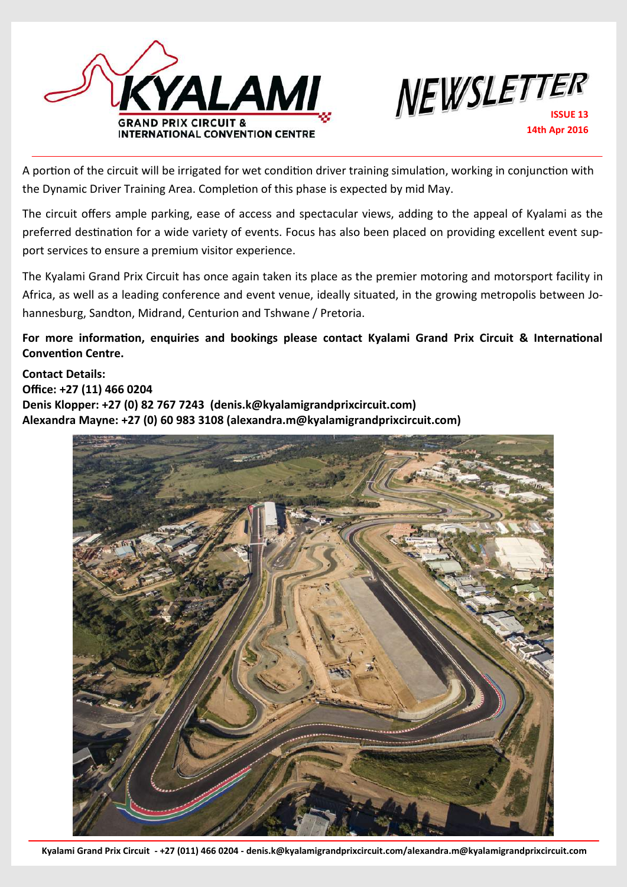A portion of the circuit will be irrigated for wet condition driver training simulation, working in conjunction with the Dynamic Driver Training Area. Completion of this phase is expected by mid May.

The circuit offers ample parking, ease of access and spectacular views, adding to the appeal of Kyalami as the preferred destination for a wide variety of events. Focus has also been placed on providing excellent event support services to ensure a premium visitor experience.

The Kyalami Grand Prix Circuit has once again taken its place as the premier motoring and motorsport facility in Africa, as well as a leading conference and event venue, ideally situated, in the growing metropolis between Johannesburg, Sandton, Midrand, Centurion and Tshwane / Pretoria.

**For more information, enquiries and bookings please contact Kyalami Grand Prix Circuit & International Convention Centre.**

**Contact Details:**
**Office: +27 (11) 466 0204**
**Denis Klopper: +27 (0) 82 767 7243 (denis.k@kyalamigrandprixcircuit.com)**
**Alexandra Mayne: +27 (0) 60 983 3108 (alexandra.m@kyalamigrandprixcircuit.com)**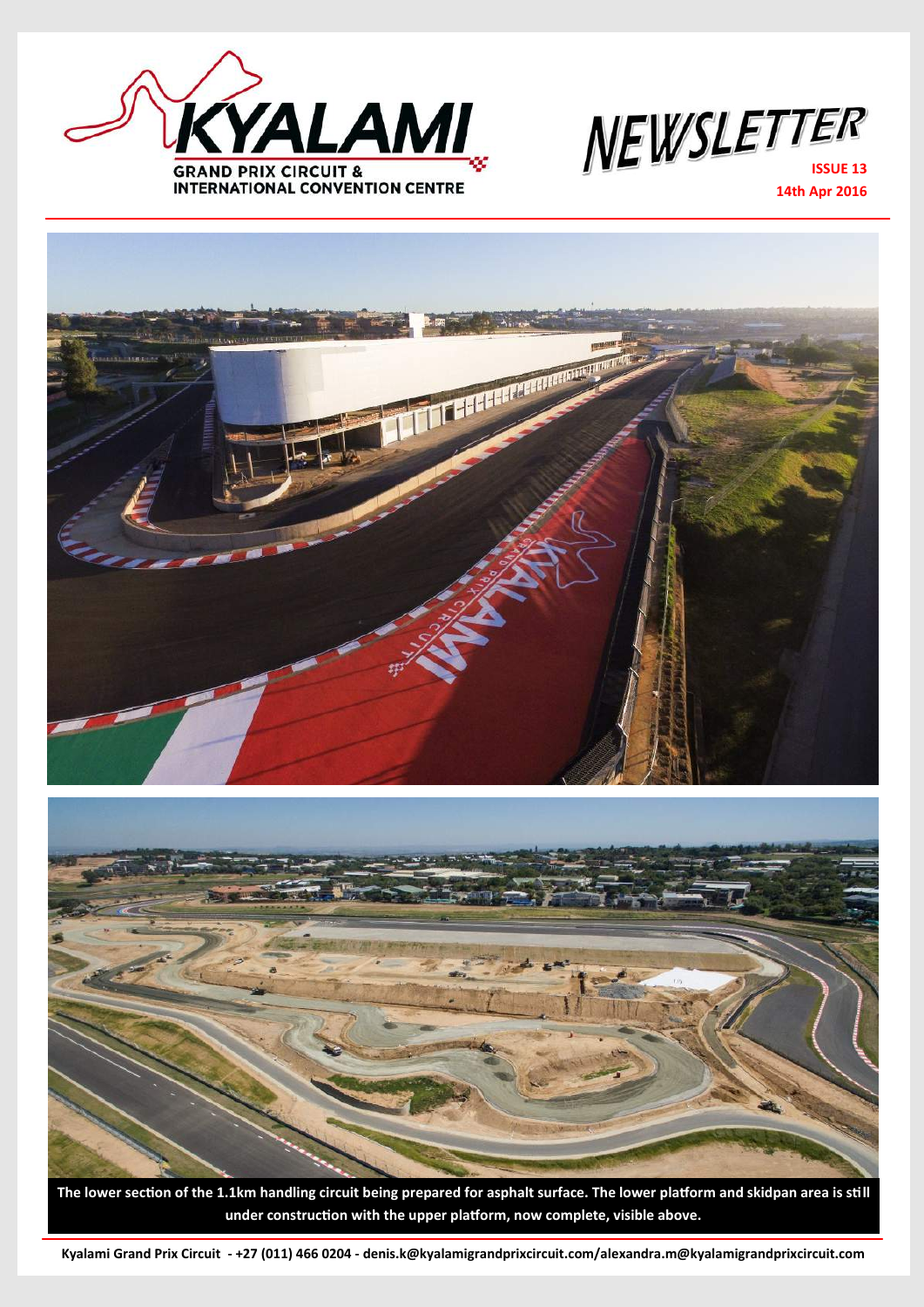The lower section of the 1.1km handling circuit being prepared for asphalt surface. The lower platform and skidpan area is still under construction with the upper platform, now complete, visible above.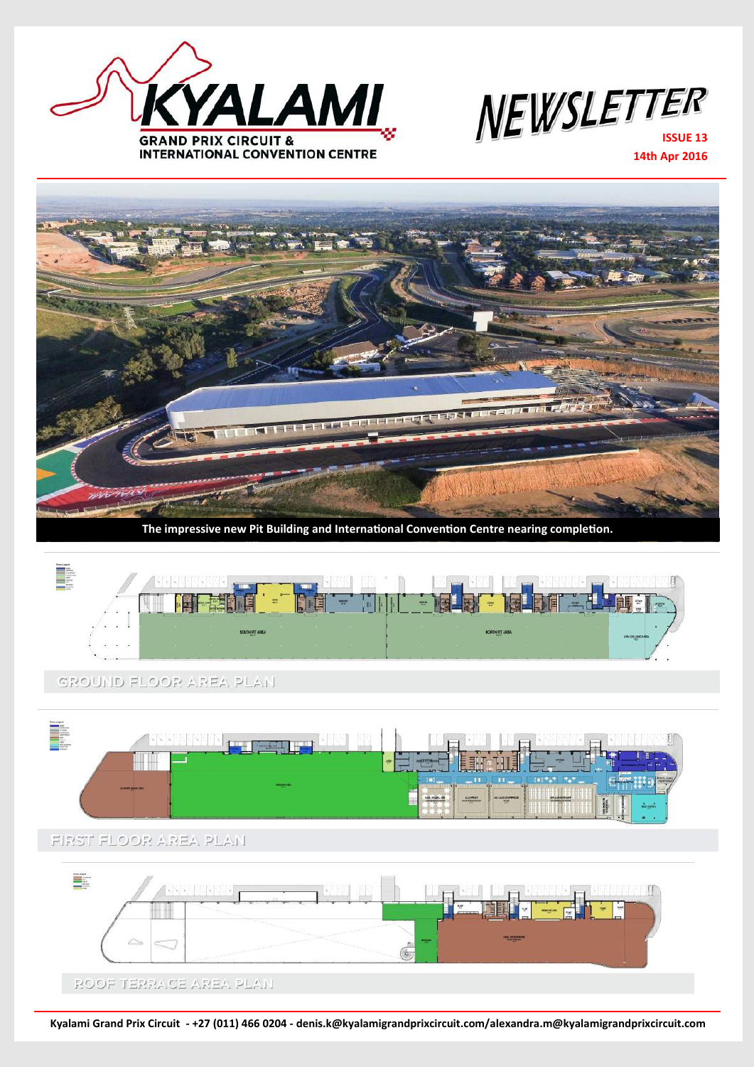# KYALAMI

GRAND PRIX CIRCUIT & INTERNATIONAL CONVENTION CENTRE

# NEWSLETTER

**ISSUE 13**

**14th Apr 2016**

**The impressive new Pit Building and International Convention Centre nearing completion.**

GROUND FLOOR AREA PLAN

FIRST FLOOR AREA PLAN

ROOF TERRACE AREA PLAN

**Kyalami Grand Prix Circuit - +27 (011) 466 0204 - denis.k@kyalamigrandprixcircuit.com/alexandra.m@kyalamigrandprixcircuit.com**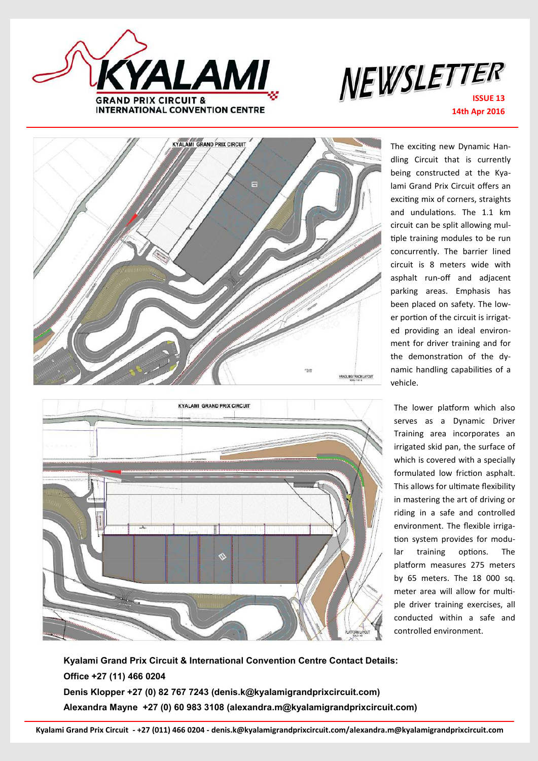# KYALAMI GRAND PRIX CIRCUIT & INTERNATIONAL CONVENTION CENTRE

# NEWSLETTER

**ISSUE 13**
**14th Apr 2016**

The exciting new Dynamic Handling Circuit that is currently being constructed at the Kyalami Grand Prix Circuit offers an exciting mix of corners, straights and undulations. The 1.1 km circuit can be split allowing multiple training modules to be run concurrently. The barrier lined circuit is 8 meters wide with asphalt run-off and adjacent parking areas. Emphasis has been placed on safety. The lower portion of the circuit is irrigated providing an ideal environment for driver training and for the demonstration of the dynamic handling capabilities of a vehicle.

The lower platform which also serves as a Dynamic Driver Training area incorporates an irrigated skid pan, the surface of which is covered with a specially formulated low friction asphalt. This allows for ultimate flexibility in mastering the art of driving or riding in a safe and controlled environment. The flexible irrigation system provides for modular training options. The platform measures 275 meters by 65 meters. The 18 000 sq. meter area will allow for multiple driver training exercises, all conducted within a safe and controlled environment.

**Kyalami Grand Prix Circuit & International Convention Centre Contact Details:**
**Office +27 (11) 466 0204**
**Denis Klopper +27 (0) 82 767 7243 (denis.k@kyalamigrandprixcircuit.com)**
**Alexandra Mayne +27 (0) 60 983 3108 (alexandra.m@kyalamigrandprixcircuit.com)**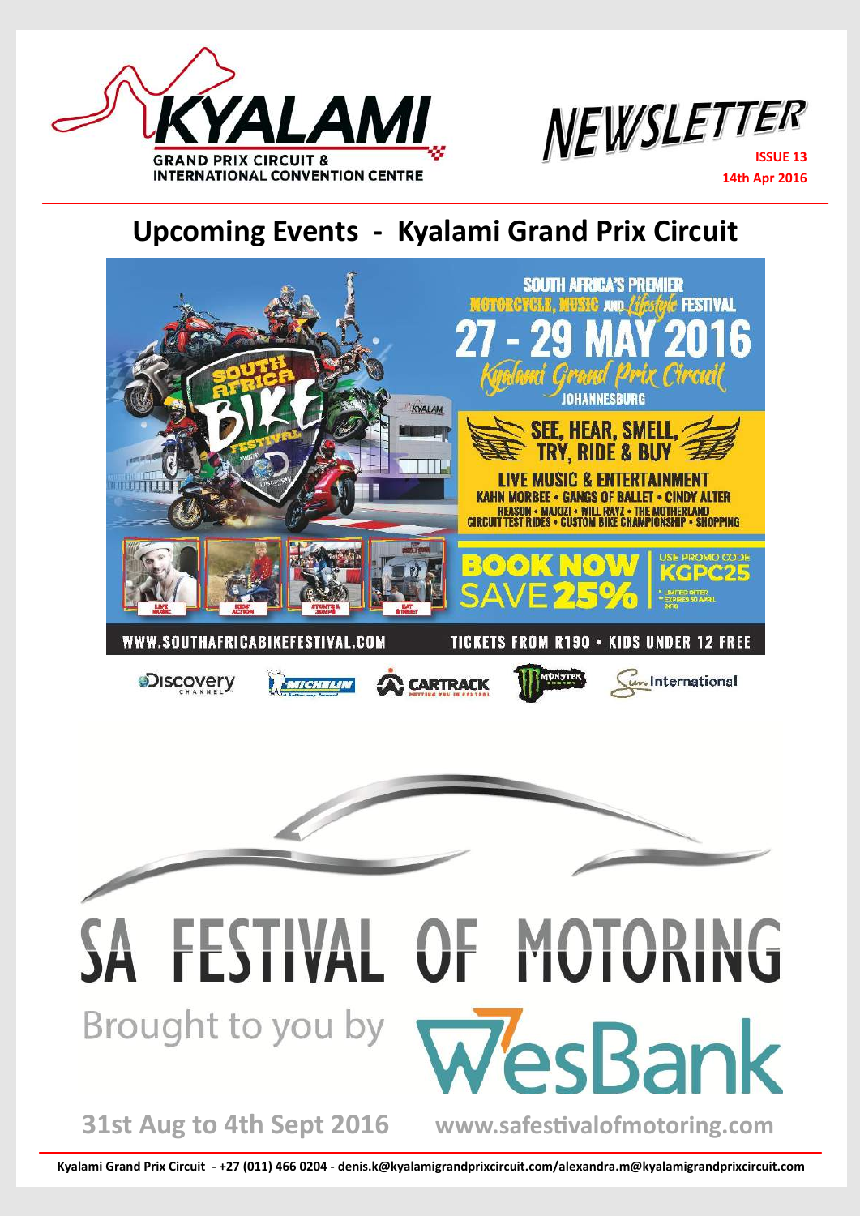KYALAMI

GRAND PRIX CIRCUIT & INTERNATIONAL CONVENTION CENTRE

NEWSLETTER

ISSUE 13

14th Apr 2016

## Upcoming Events - Kyalami Grand Prix Circuit

SOUTH AFRICA BIKE FESTIVAL

SOUTH AFRICA'S PREMIER MOTORCYCLE, MUSIC AND *Lifestyle* FESTIVAL

27 - 29 MAY 2016

*Kyalami Grand Prix Circuit*

JOHANNESBURG

SEE, HEAR, SMELL, TRY, RIDE & BUY

LIVE MUSIC & ENTERTAINMENT

KAHN MORBEE • GANGS OF BALLET • CINDY ALTER

REASON • MAJOZI • WILL RAYZ • THE MOTHERLAND

CIRCUIT TEST RIDES • CUSTOM BIKE CHAMPIONSHIP • SHOPPING

LIVE MUSIC | KIDS' ACTION | STUNTS & JUMPS | EAT STREET

BOOK NOW SAVE 25%

USE PROMO CODE KGPC25

* LIMITED OFFER * EXPIRES 30 APRIL 2016

WWW.SOUTHAFRICABIKEFESTIVAL.COM

TICKETS FROM R190 • KIDS UNDER 12 FREE

Discovery Channel | Michelin | Cartrack | Monster Energy | Sun International

# SA FESTIVAL OF MOTORING

Brought to you by WesBank

**31st Aug to 4th Sept 2016** **www.safestivalofmotoring.com**

**Kyalami Grand Prix Circuit - +27 (011) 466 0204 - denis.k@kyalamigrandprixcircuit.com/alexandra.m@kyalamigrandprixcircuit.com**